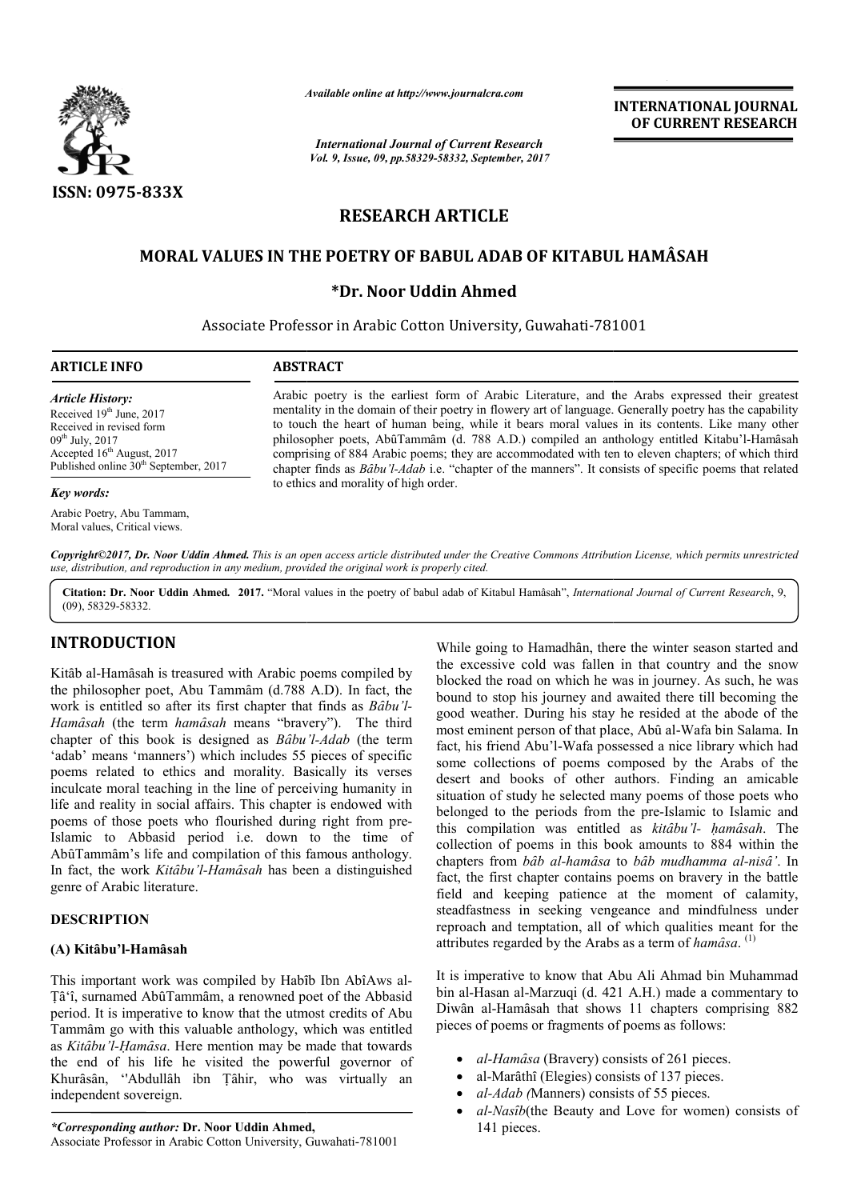# RESEARCH ARTICLE

## MORAL VALUES IN THE POETRY OF BABUL ADAB OF KITABUL HAMÂSAH

**\*Dr. Noor Uddin Ahmed**

Associate Professor in Arabic Cotton University, Guwahati-781001

**ARTICLE INFO**

*Article History:*
Received 19th June, 2017
Received in revised form 09th July, 2017
Accepted 16th August, 2017
Published online 30th September, 2017

*Key words:*
Arabic Poetry, Abu Tammam, Moral values, Critical views.

**ABSTRACT**

Arabic poetry is the earliest form of Arabic Literature, and the Arabs expressed their greatest mentality in the domain of their poetry in flowery art of language. Generally poetry has the capability to touch the heart of human being, while it bears moral values in its contents. Like many other philosopher poets, AbûTammâm (d. 788 A.D.) compiled an anthology entitled Kitabu'l-Hamâsah comprising of 884 Arabic poems; they are accommodated with ten to eleven chapters; of which third chapter finds as *Bâbu'l-Adab* i.e. "chapter of the manners". It consists of specific poems that related to ethics and morality of high order.

*Copyright©2017, Dr. Noor Uddin Ahmed. This is an open access article distributed under the Creative Commons Attribution License, which permits unrestricted use, distribution, and reproduction in any medium, provided the original work is properly cited.*

**Citation: Dr. Noor Uddin Ahmed. 2017.** "Moral values in the poetry of babul adab of Kitabul Hamâsah", *International Journal of Current Research*, 9, (09), 58329-58332.

## INTRODUCTION

Kitâb al-Hamâsah is treasured with Arabic poems compiled by the philosopher poet, Abu Tammâm (d.788 A.D). In fact, the work is entitled so after its first chapter that finds as *Bâbu'l-Hamâsah* (the term *hamâsah* means "bravery"). The third chapter of this book is designed as *Bâbu'l-Adab* (the term 'adab' means 'manners') which includes 55 pieces of specific poems related to ethics and morality. Basically its verses inculcate moral teaching in the line of perceiving humanity in life and reality in social affairs. This chapter is endowed with poems of those poets who flourished during right from pre-Islamic to Abbasid period i.e. down to the time of AbûTammâm's life and compilation of this famous anthology. In fact, the work *Kitâbu'l-Hamâsah* has been a distinguished genre of Arabic literature.

## DESCRIPTION

### (A) Kitâbu'l-Hamâsah

This important work was compiled by Habîb Ibn AbîAws al-Ṭâ'î, surnamed AbûTammâm, a renowned poet of the Abbasid period. It is imperative to know that the utmost credits of Abu Tammâm go with this valuable anthology, which was entitled as *Kitâbu'l-Ḥamâsa*. Here mention may be made that towards the end of his life he visited the powerful governor of Khurâsân, ''Abdullâh ibn Ṭâhir, who was virtually an independent sovereign.

While going to Hamadhân, there the winter season started and the excessive cold was fallen in that country and the snow blocked the road on which he was in journey. As such, he was bound to stop his journey and awaited there till becoming the good weather. During his stay he resided at the abode of the most eminent person of that place, Abû al-Wafa bin Salama. In fact, his friend Abu'l-Wafa possessed a nice library which had some collections of poems composed by the Arabs of the desert and books of other authors. Finding an amicable situation of study he selected many poems of those poets who belonged to the periods from the pre-Islamic to Islamic and this compilation was entitled as *kitâbu'l- ḥamâsah*. The collection of poems in this book amounts to 884 within the chapters from *bâb al-hamâsa* to *bâb mudhamma al-nisâ'*. In fact, the first chapter contains poems on bravery in the battle field and keeping patience at the moment of calamity, steadfastness in seeking vengeance and mindfulness under reproach and temptation, all of which qualities meant for the attributes regarded by the Arabs as a term of *hamâsa*. (1)

It is imperative to know that Abu Ali Ahmad bin Muhammad bin al-Hasan al-Marzuqi (d. 421 A.H.) made a commentary to Diwân al-Hamâsah that shows 11 chapters comprising 882 pieces of poems or fragments of poems as follows:

- *al-Hamâsa* (Bravery) consists of 261 pieces.
- al-Marâthî (Elegies) consists of 137 pieces.
- *al-Adab (*Manners) consists of 55 pieces.
- *al-Nasîb*(the Beauty and Love for women) consists of 141 pieces.

*\*Corresponding author:* **Dr. Noor Uddin Ahmed,**
Associate Professor in Arabic Cotton University, Guwahati-781001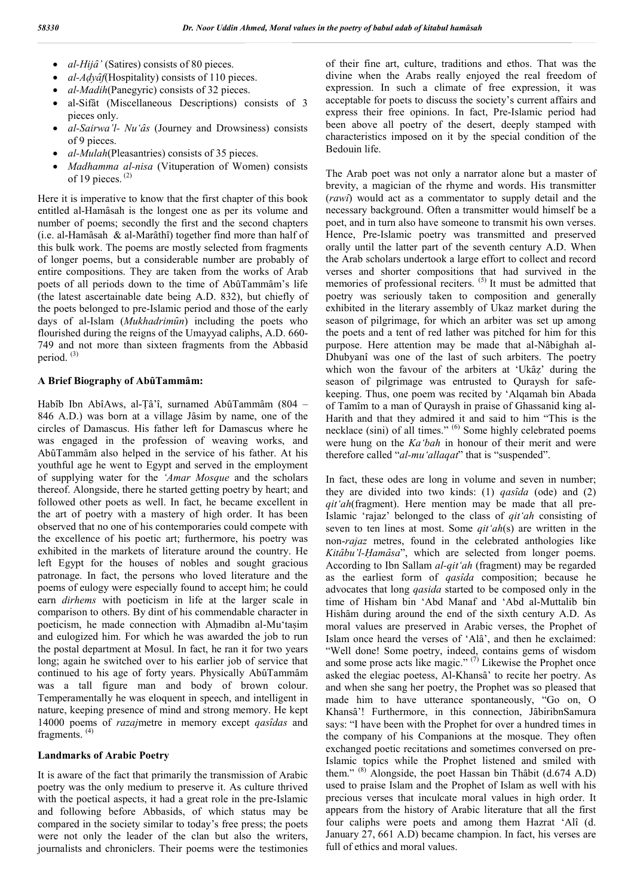- *al-Hijâ'* (Satires) consists of 80 pieces.
- *al-Aḍyâf*(Hospitality) consists of 110 pieces.
- *al-Madih*(Panegyric) consists of 32 pieces.
- al-Sifât (Miscellaneous Descriptions) consists of 3 pieces only.
- *al-Sairwa'l- Nu'âs* (Journey and Drowsiness) consists of 9 pieces.
- *al-Mulah*(Pleasantries) consists of 35 pieces.
- *Madhamma al-nisa* (Vituperation of Women) consists of 19 pieces. [(2)]

Here it is imperative to know that the first chapter of this book entitled al-Hamâsah is the longest one as per its volume and number of poems; secondly the first and the second chapters (i.e. al-Hamâsah & al-Marâthî) together find more than half of this bulk work. The poems are mostly selected from fragments of longer poems, but a considerable number are probably of entire compositions. They are taken from the works of Arab poets of all periods down to the time of AbûTammâm's life (the latest ascertainable date being A.D. 832), but chiefly of the poets belonged to pre-Islamic period and those of the early days of al-Islam (*Mukhadrimûn*) including the poets who flourished during the reigns of the Umayyad caliphs, A.D. 660-749 and not more than sixteen fragments from the Abbasid period. [(3)]

### A Brief Biography of AbûTammâm:

Habîb Ibn AbîAws, al-Ṭâ'î, surnamed AbûTammâm (804 – 846 A.D.) was born at a village Jâsim by name, one of the circles of Damascus. His father left for Damascus where he was engaged in the profession of weaving works, and AbûTammâm also helped in the service of his father. At his youthful age he went to Egypt and served in the employment of supplying water for the *'Amar Mosque* and the scholars thereof. Alongside, there he started getting poetry by heart; and followed other poets as well. In fact, he became excellent in the art of poetry with a mastery of high order. It has been observed that no one of his contemporaries could compete with the excellence of his poetic art; furthermore, his poetry was exhibited in the markets of literature around the country. He left Egypt for the houses of nobles and sought gracious patronage. In fact, the persons who loved literature and the poems of eulogy were especially found to accept him; he could earn *dirhems* with poeticism in life at the larger scale in comparison to others. By dint of his commendable character in poeticism, he made connection with Aḥmadibn al-Mu'taṣim and eulogized him. For which he was awarded the job to run the postal department at Mosul. In fact, he ran it for two years long; again he switched over to his earlier job of service that continued to his age of forty years. Physically AbûTammâm was a tall figure man and body of brown colour. Temperamentally he was eloquent in speech, and intelligent in nature, keeping presence of mind and strong memory. He kept 14000 poems of *razaj*metre in memory except *qasîdas* and fragments. [(4)]

### Landmarks of Arabic Poetry

It is aware of the fact that primarily the transmission of Arabic poetry was the only medium to preserve it. As culture thrived with the poetical aspects, it had a great role in the pre-Islamic and following before Abbasids, of which status may be compared in the society similar to today's free press; the poets were not only the leader of the clan but also the writers, journalists and chroniclers. Their poems were the testimonies of their fine art, culture, traditions and ethos. That was the divine when the Arabs really enjoyed the real freedom of expression. In such a climate of free expression, it was acceptable for poets to discuss the society's current affairs and express their free opinions. In fact, Pre-Islamic period had been above all poetry of the desert, deeply stamped with characteristics imposed on it by the special condition of the Bedouin life.

The Arab poet was not only a narrator alone but a master of brevity, a magician of the rhyme and words. His transmitter (*rawî*) would act as a commentator to supply detail and the necessary background. Often a transmitter would himself be a poet, and in turn also have someone to transmit his own verses. Hence, Pre-Islamic poetry was transmitted and preserved orally until the latter part of the seventh century A.D. When the Arab scholars undertook a large effort to collect and record verses and shorter compositions that had survived in the memories of professional reciters. [(5)] It must be admitted that poetry was seriously taken to composition and generally exhibited in the literary assembly of Ukaz market during the season of pilgrimage, for which an arbiter was set up among the poets and a tent of red lather was pitched for him for this purpose. Here attention may be made that al-Nâbighah al-Dhubyanî was one of the last of such arbiters. The poetry which won the favour of the arbiters at 'Ukâẓ' during the season of pilgrimage was entrusted to Quraysh for safe-keeping. Thus, one poem was recited by 'Alqamah bin Abada of Tamîm to a man of Quraysh in praise of Ghassanid king al-Harith and that they admired it and said to him "This is the necklace (sini) of all times." [(6)] Some highly celebrated poems were hung on the *Ka'bah* in honour of their merit and were therefore called "*al-mu'allaqat*" that is "suspended".

In fact, these odes are long in volume and seven in number; they are divided into two kinds: (1) *qasîda* (ode) and (2) *qit'ah*(fragment). Here mention may be made that all pre-Islamic 'rajaz' belonged to the class of *qit'ah* consisting of seven to ten lines at most. Some *qit'ah*(s) are written in the non-*rajaz* metres, found in the celebrated anthologies like *Kitâbu'l-Ḥamâsa*", which are selected from longer poems. According to Ibn Sallam *al-qit'ah* (fragment) may be regarded as the earliest form of *qasîda* composition; because he advocates that long *qasida* started to be composed only in the time of Hisham bin 'Abd Manaf and 'Abd al-Muttalib bin Hishâm during around the end of the sixth century A.D. As moral values are preserved in Arabic verses, the Prophet of Islam once heard the verses of 'Alâ', and then he exclaimed: "Well done! Some poetry, indeed, contains gems of wisdom and some prose acts like magic." [(7)] Likewise the Prophet once asked the elegiac poetess, Al-Khansâ' to recite her poetry. As and when she sang her poetry, the Prophet was so pleased that made him to have utterance spontaneously, "Go on, O Khansâ'! Furthermore, in this connection, JâbiribnSamura says: "I have been with the Prophet for over a hundred times in the company of his Companions at the mosque. They often exchanged poetic recitations and sometimes conversed on pre-Islamic topics while the Prophet listened and smiled with them." [(8)] Alongside, the poet Hassan bin Thâbit (d.674 A.D) used to praise Islam and the Prophet of Islam as well with his precious verses that inculcate moral values in high order. It appears from the history of Arabic literature that all the first four caliphs were poets and among them Hazrat 'Alî (d. January 27, 661 A.D) became champion. In fact, his verses are full of ethics and moral values.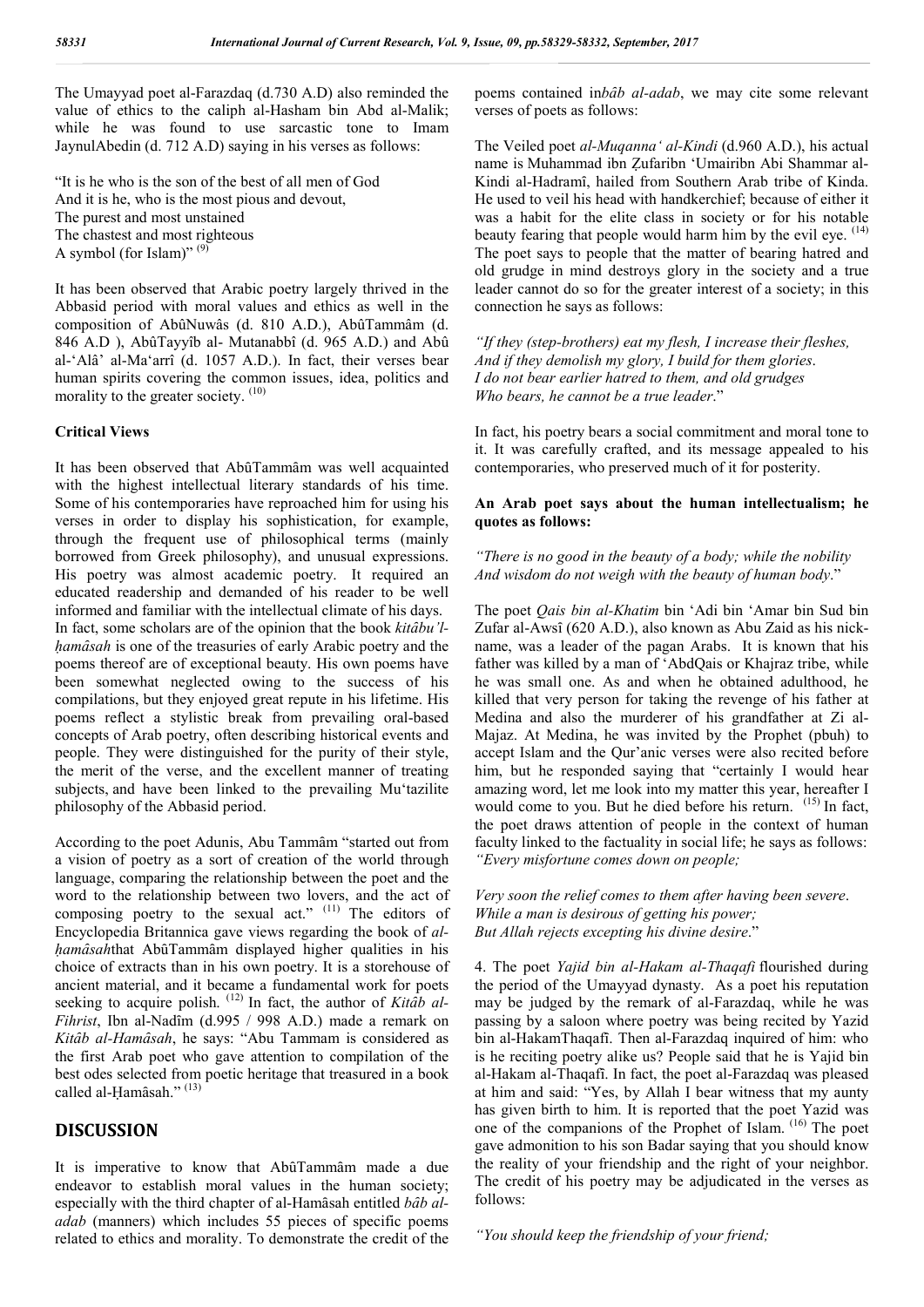The Umayyad poet al-Farazdaq (d.730 A.D) also reminded the value of ethics to the caliph al-Hasham bin Abd al-Malik; while he was found to use sarcastic tone to Imam JaynulAbedin (d. 712 A.D) saying in his verses as follows:

"It is he who is the son of the best of all men of God
And it is he, who is the most pious and devout,
The purest and most unstained
The chastest and most righteous
A symbol (for Islam)" [9]

It has been observed that Arabic poetry largely thrived in the Abbasid period with moral values and ethics as well in the composition of AbûNuwâs (d. 810 A.D.), AbûTammâm (d. 846 A.D ), AbûTayyîb al- Mutanabbî (d. 965 A.D.) and Abû al-'Alâ' al-Ma'arrî (d. 1057 A.D.). In fact, their verses bear human spirits covering the common issues, idea, politics and morality to the greater society. [10]

### Critical Views

It has been observed that AbûTammâm was well acquainted with the highest intellectual literary standards of his time. Some of his contemporaries have reproached him for using his verses in order to display his sophistication, for example, through the frequent use of philosophical terms (mainly borrowed from Greek philosophy), and unusual expressions. His poetry was almost academic poetry. It required an educated readership and demanded of his reader to be well informed and familiar with the intellectual climate of his days. In fact, some scholars are of the opinion that the book *kitâbu'l-ḥamâsah* is one of the treasuries of early Arabic poetry and the poems thereof are of exceptional beauty. His own poems have been somewhat neglected owing to the success of his compilations, but they enjoyed great repute in his lifetime. His poems reflect a stylistic break from prevailing oral-based concepts of Arab poetry, often describing historical events and people. They were distinguished for the purity of their style, the merit of the verse, and the excellent manner of treating subjects, and have been linked to the prevailing Mu'tazilite philosophy of the Abbasid period.

According to the poet Adunis, Abu Tammâm "started out from a vision of poetry as a sort of creation of the world through language, comparing the relationship between the poet and the word to the relationship between two lovers, and the act of composing poetry to the sexual act." [11] The editors of Encyclopedia Britannica gave views regarding the book of *al-ḥamâsah*that AbûTammâm displayed higher qualities in his choice of extracts than in his own poetry. It is a storehouse of ancient material, and it became a fundamental work for poets seeking to acquire polish. [12] In fact, the author of *Kitâb al-Fihrist*, Ibn al-Nadîm (d.995 / 998 A.D.) made a remark on *Kitâb al-Hamâsah*, he says: "Abu Tammam is considered as the first Arab poet who gave attention to compilation of the best odes selected from poetic heritage that treasured in a book called al-Ḥamâsah." [13]

## DISCUSSION

It is imperative to know that AbûTammâm made a due endeavor to establish moral values in the human society; especially with the third chapter of al-Hamâsah entitled *bâb al-adab* (manners) which includes 55 pieces of specific poems related to ethics and morality. To demonstrate the credit of the poems contained in*bâb al-adab*, we may cite some relevant verses of poets as follows:

The Veiled poet *al-Muqanna' al-Kindi* (d.960 A.D.), his actual name is Muhammad ibn Ẓufaribn 'Umairibn Abi Shammar al-Kindi al-Hadramî, hailed from Southern Arab tribe of Kinda. He used to veil his head with handkerchief; because of either it was a habit for the elite class in society or for his notable beauty fearing that people would harm him by the evil eye. [14] The poet says to people that the matter of bearing hatred and old grudge in mind destroys glory in the society and a true leader cannot do so for the greater interest of a society; in this connection he says as follows:

*"If they (step-brothers) eat my flesh, I increase their fleshes,*
*And if they demolish my glory, I build for them glories.*
*I do not bear earlier hatred to them, and old grudges*
*Who bears, he cannot be a true leader."*

In fact, his poetry bears a social commitment and moral tone to it. It was carefully crafted, and its message appealed to his contemporaries, who preserved much of it for posterity.

**An Arab poet says about the human intellectualism; he quotes as follows:**

*"There is no good in the beauty of a body; while the nobility*
*And wisdom do not weigh with the beauty of human body."*

The poet *Qais bin al-Khatim* bin 'Adi bin 'Amar bin Sud bin Zufar al-Awsî (620 A.D.), also known as Abu Zaid as his nick-name, was a leader of the pagan Arabs. It is known that his father was killed by a man of 'AbdQais or Khajraz tribe, while he was small one. As and when he obtained adulthood, he killed that very person for taking the revenge of his father at Medina and also the murderer of his grandfather at Zi al-Majaz. At Medina, he was invited by the Prophet (pbuh) to accept Islam and the Qur'anic verses were also recited before him, but he responded saying that "certainly I would hear amazing word, let me look into my matter this year, hereafter I would come to you. But he died before his return. [15] In fact, the poet draws attention of people in the context of human faculty linked to the factuality in social life; he says as follows:

*"Every misfortune comes down on people;*

*Very soon the relief comes to them after having been severe.*
*While a man is desirous of getting his power;*
*But Allah rejects excepting his divine desire."*

4. The poet *Yajid bin al-Hakam al-Thaqafi* flourished during the period of the Umayyad dynasty. As a poet his reputation may be judged by the remark of al-Farazdaq, while he was passing by a saloon where poetry was being recited by Yazid bin al-HakamThaqafî. Then al-Farazdaq inquired of him: who is he reciting poetry alike us? People said that he is Yajid bin al-Hakam al-Thaqafî. In fact, the poet al-Farazdaq was pleased at him and said: "Yes, by Allah I bear witness that my aunty has given birth to him. It is reported that the poet Yazid was one of the companions of the Prophet of Islam. [16] The poet gave admonition to his son Badar saying that you should know the reality of your friendship and the right of your neighbor. The credit of his poetry may be adjudicated in the verses as follows:

*"You should keep the friendship of your friend;*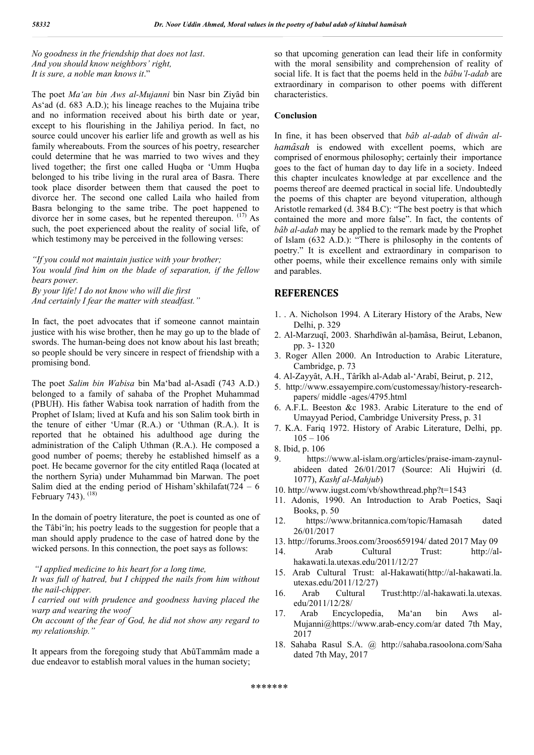*No goodness in the friendship that does not last.*
*And you should know neighbors' right,*
*It is sure, a noble man knows it*."

The poet *Ma'an bin Aws al-Mujanni* bin Nasr bin Ziyâd bin As'ad (d. 683 A.D.); his lineage reaches to the Mujaina tribe and no information received about his birth date or year, except to his flourishing in the Jahiliya period. In fact, no source could uncover his earlier life and growth as well as his family whereabouts. From the sources of his poetry, researcher could determine that he was married to two wives and they lived together; the first one called Huqba or 'Umm Huqba belonged to his tribe living in the rural area of Basra. There took place disorder between them that caused the poet to divorce her. The second one called Laila who hailed from Basra belonging to the same tribe. The poet happened to divorce her in some cases, but he repented thereupon. [17] As such, the poet experienced about the reality of social life, of which testimony may be perceived in the following verses:

*"If you could not maintain justice with your brother;*
*You would find him on the blade of separation, if the fellow bears power.*
*By your life! I do not know who will die first*
*And certainly I fear the matter with steadfast."*

In fact, the poet advocates that if someone cannot maintain justice with his wise brother, then he may go up to the blade of swords. The human-being does not know about his last breath; so people should be very sincere in respect of friendship with a promising bond.

The poet *Salim bin Wabisa* bin Ma'bad al-Asadî (743 A.D.) belonged to a family of sahaba of the Prophet Muhammad (PBUH). His father Wabisa took narration of hadith from the Prophet of Islam; lived at Kufa and his son Salim took birth in the tenure of either 'Umar (R.A.) or 'Uthman (R.A.). It is reported that he obtained his adulthood age during the administration of the Caliph Uthman (R.A.). He composed a good number of poems; thereby he established himself as a poet. He became governor for the city entitled Raqa (located at the northern Syria) under Muhammad bin Marwan. The poet Salim died at the ending period of Hisham'skhilafat(724 – 6 February 743). [18]

In the domain of poetry literature, the poet is counted as one of the Tâbi'în; his poetry leads to the suggestion for people that a man should apply prudence to the case of hatred done by the wicked persons. In this connection, the poet says as follows:

*"I applied medicine to his heart for a long time,*
*It was full of hatred, but I chipped the nails from him without the nail-chipper.*
*I carried out with prudence and goodness having placed the warp and wearing the woof*
*On account of the fear of God, he did not show any regard to my relationship."*

It appears from the foregoing study that AbûTammâm made a due endeavor to establish moral values in the human society; so that upcoming generation can lead their life in conformity with the moral sensibility and comprehension of reality of social life. It is fact that the poems held in the *bâbu'l-adab* are extraordinary in comparison to other poems with different characteristics.

## Conclusion

In fine, it has been observed that *bâb al-adab* of *diwân al-hamâsah* is endowed with excellent poems, which are comprised of enormous philosophy; certainly their importance goes to the fact of human day to day life in a society. Indeed this chapter inculcates knowledge at par excellence and the poems thereof are deemed practical in social life. Undoubtedly the poems of this chapter are beyond vituperation, although Aristotle remarked (d. 384 B.C): "The best poetry is that which contained the more and more false". In fact, the contents of *bâb al-adab* may be applied to the remark made by the Prophet of Islam (632 A.D.): "There is philosophy in the contents of poetry." It is excellent and extraordinary in comparison to other poems, while their excellence remains only with simile and parables.

## REFERENCES

1. . A. Nicholson 1994. A Literary History of the Arabs, New Delhi, p. 329
2. Al-Marzuqî, 2003. Sharhdîwân al-ḥamâsa, Beirut, Lebanon, pp. 3- 1320
3. Roger Allen 2000. An Introduction to Arabic Literature, Cambridge, p. 73
4. Al-Zayyât, A.H., Târîkh al-Adab al-'Arabî, Beirut, p. 212,
5. http://www.essayempire.com/customessay/history-research-papers/ middle -ages/4795.html
6. A.F.L. Beeston &c 1983. Arabic Literature to the end of Umayyad Period, Cambridge University Press, p. 31
7. K.A. Fariq 1972. History of Arabic Literature, Delhi, pp. 105 – 106
8. Ibid, p. 106
9. https://www.al-islam.org/articles/praise-imam-zaynul-abideen dated 26/01/2017 (Source: Ali Hujwiri (d. 1077), *Kashf al-Mahjub*)
10. http://www.iugst.com/vb/showthread.php?t=1543
11. Adonis, 1990. An Introduction to Arab Poetics, Saqi Books, p. 50
12. https://www.britannica.com/topic/Hamasah dated 26/01/2017
13. http://forums.3roos.com/3roos659194/ dated 2017 May 09
14. Arab Cultural Trust: http://al-hakawati.la.utexas.edu/2011/12/27
15. Arab Cultural Trust: al-Hakawati(http://al-hakawati.la.utexas.edu/2011/12/27)
16. Arab Cultural Trust:http://al-hakawati.la.utexas.edu/2011/12/28/
17. Arab Encyclopedia, Ma'an bin Aws al-Mujanni@https://www.arab-ency.com/ar dated 7th May, 2017
18. Sahaba Rasul S.A. @ http://sahaba.rasoolona.com/Saha dated 7th May, 2017

\*\*\*\*\*\*\*